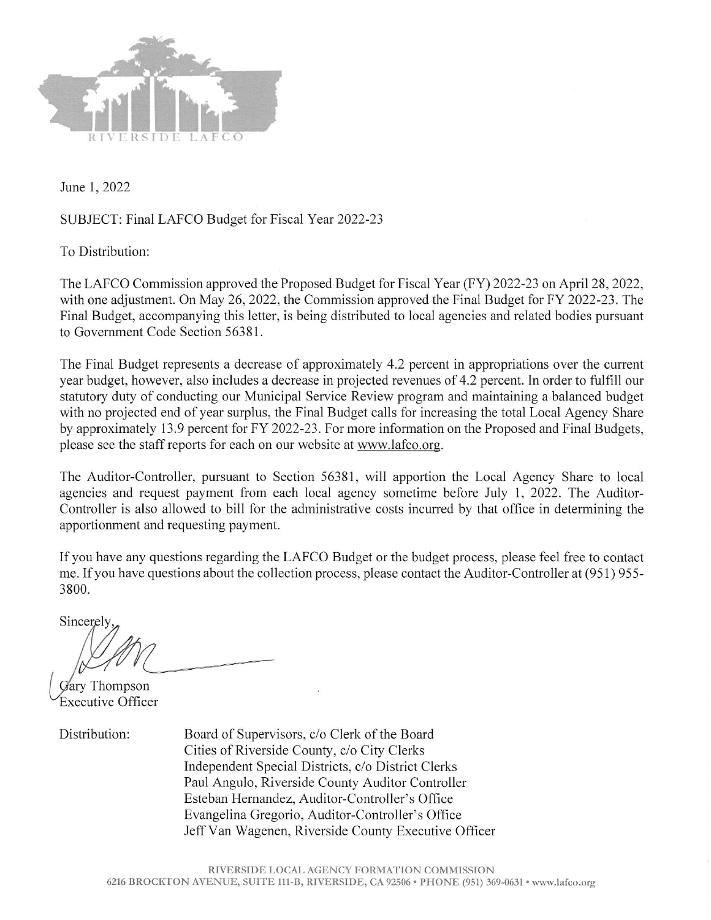RIVERSIDE LAFCO

June 1, 2022

SUBJECT: Final LAFCO Budget for Fiscal Year 2022-23

To Distribution:

The LAFCO Commission approved the Proposed Budget for Fiscal Year (FY) 2022-23 on April 28, 2022, with one adjustment. On May 26, 2022, the Commission approved the Final Budget for FY 2022-23. The Final Budget, accompanying this letter, is being distributed to local agencies and related bodies pursuant to Government Code Section 56381.

The Final Budget represents a decrease of approximately 4.2 percent in appropriations over the current year budget, however, also includes a decrease in projected revenues of 4.2 percent. In order to fulfill our statutory duty of conducting our Municipal Service Review program and maintaining a balanced budget with no projected end of year surplus, the Final Budget calls for increasing the total Local Agency Share by approximately 13.9 percent for FY 2022-23. For more information on the Proposed and Final Budgets, please see the staff reports for each on our website at www.lafco.org.

The Auditor-Controller, pursuant to Section 56381, will apportion the Local Agency Share to local agencies and request payment from each local agency sometime before July 1, 2022. The Auditor-Controller is also allowed to bill for the administrative costs incurred by that office in determining the apportionment and requesting payment.

If you have any questions regarding the LAFCO Budget or the budget process, please feel free to contact me. If you have questions about the collection process, please contact the Auditor-Controller at (951) 955-3800.

Sincerely,

Gary Thompson
Executive Officer

Distribution:

Board of Supervisors, c/o Clerk of the Board
Cities of Riverside County, c/o City Clerks
Independent Special Districts, c/o District Clerks
Paul Angulo, Riverside County Auditor Controller
Esteban Hernandez, Auditor-Controller's Office
Evangelina Gregorio, Auditor-Controller's Office
Jeff Van Wagenen, Riverside County Executive Officer

RIVERSIDE LOCAL AGENCY FORMATION COMMISSION
6216 BROCKTON AVENUE, SUITE 111-B, RIVERSIDE, CA 92506 • PHONE (951) 369-0631 • www.lafco.org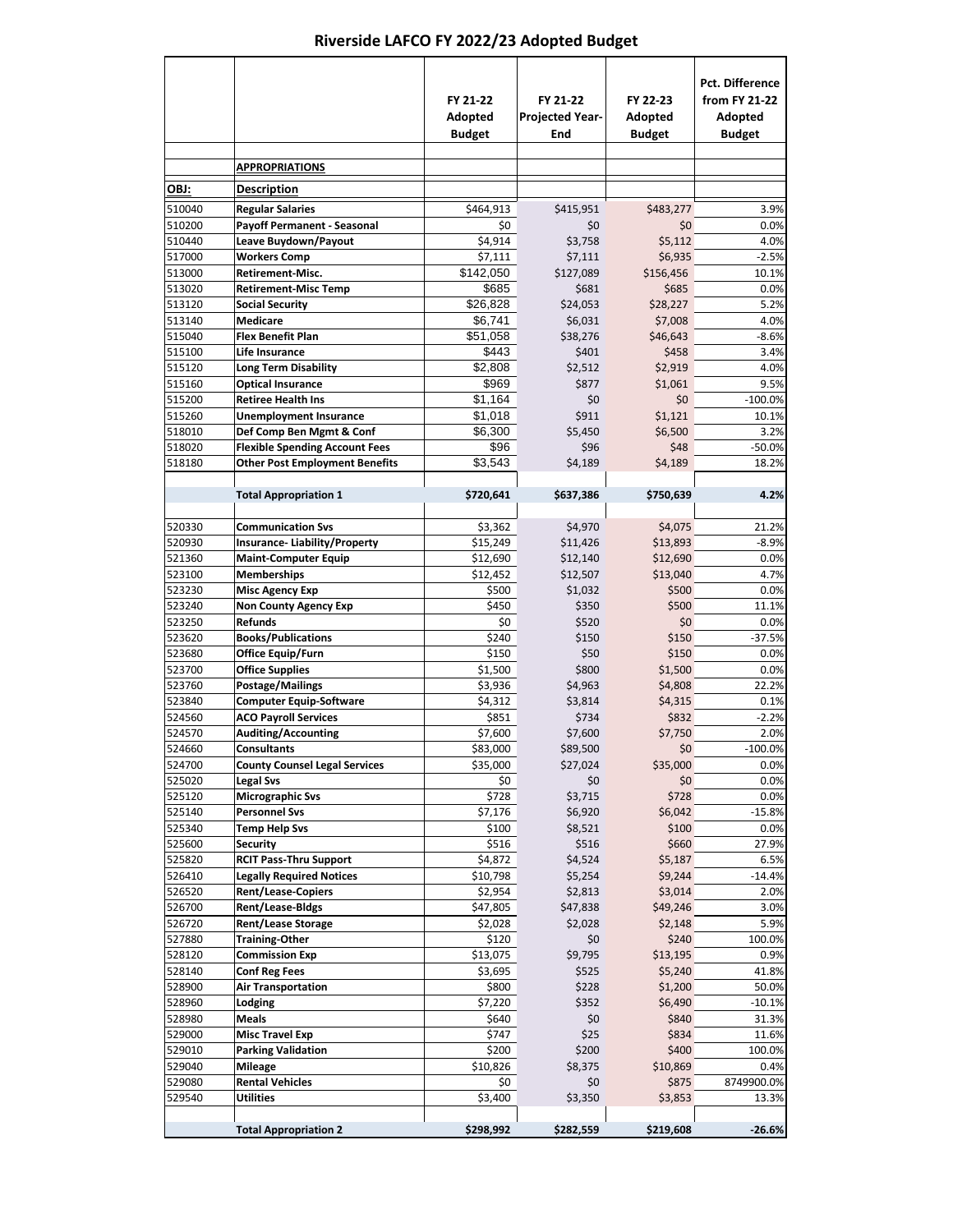# Riverside LAFCO FY 2022/23 Adopted Budget

| | | FY 21-22 Adopted Budget | FY 21-22 Projected Year-End | FY 22-23 Adopted Budget | Pct. Difference from FY 21-22 Adopted Budget |
|---|---|---|---|---|---|
| | **APPROPRIATIONS** | | | | |
| **OBJ:** | **Description** | | | | |
| 510040 | **Regular Salaries** | $464,913 | $415,951 | $483,277 | 3.9% |
| 510200 | **Payoff Permanent - Seasonal** | $0 | $0 | $0 | 0.0% |
| 510440 | **Leave Buydown/Payout** | $4,914 | $3,758 | $5,112 | 4.0% |
| 517000 | **Workers Comp** | $7,111 | $7,111 | $6,935 | -2.5% |
| 513000 | **Retirement-Misc.** | $142,050 | $127,089 | $156,456 | 10.1% |
| 513020 | **Retirement-Misc Temp** | $685 | $681 | $685 | 0.0% |
| 513120 | **Social Security** | $26,828 | $24,053 | $28,227 | 5.2% |
| 513140 | **Medicare** | $6,741 | $6,031 | $7,008 | 4.0% |
| 515040 | **Flex Benefit Plan** | $51,058 | $38,276 | $46,643 | -8.6% |
| 515100 | **Life Insurance** | $443 | $401 | $458 | 3.4% |
| 515120 | **Long Term Disability** | $2,808 | $2,512 | $2,919 | 4.0% |
| 515160 | **Optical Insurance** | $969 | $877 | $1,061 | 9.5% |
| 515200 | **Retiree Health Ins** | $1,164 | $0 | $0 | -100.0% |
| 515260 | **Unemployment Insurance** | $1,018 | $911 | $1,121 | 10.1% |
| 518010 | **Def Comp Ben Mgmt & Conf** | $6,300 | $5,450 | $6,500 | 3.2% |
| 518020 | **Flexible Spending Account Fees** | $96 | $96 | $48 | -50.0% |
| 518180 | **Other Post Employment Benefits** | $3,543 | $4,189 | $4,189 | 18.2% |
| | **Total Appropriation 1** | **$720,641** | **$637,386** | **$750,639** | **4.2%** |
| 520330 | **Communication Svs** | $3,362 | $4,970 | $4,075 | 21.2% |
| 520930 | **Insurance- Liability/Property** | $15,249 | $11,426 | $13,893 | -8.9% |
| 521360 | **Maint-Computer Equip** | $12,690 | $12,140 | $12,690 | 0.0% |
| 523100 | **Memberships** | $12,452 | $12,507 | $13,040 | 4.7% |
| 523230 | **Misc Agency Exp** | $500 | $1,032 | $500 | 0.0% |
| 523240 | **Non County Agency Exp** | $450 | $350 | $500 | 11.1% |
| 523250 | **Refunds** | $0 | $520 | $0 | 0.0% |
| 523620 | **Books/Publications** | $240 | $150 | $150 | -37.5% |
| 523680 | **Office Equip/Furn** | $150 | $50 | $150 | 0.0% |
| 523700 | **Office Supplies** | $1,500 | $800 | $1,500 | 0.0% |
| 523760 | **Postage/Mailings** | $3,936 | $4,963 | $4,808 | 22.2% |
| 523840 | **Computer Equip-Software** | $4,312 | $3,814 | $4,315 | 0.1% |
| 524560 | **ACO Payroll Services** | $851 | $734 | $832 | -2.2% |
| 524570 | **Auditing/Accounting** | $7,600 | $7,600 | $7,750 | 2.0% |
| 524660 | **Consultants** | $83,000 | $89,500 | $0 | -100.0% |
| 524700 | **County Counsel Legal Services** | $35,000 | $27,024 | $35,000 | 0.0% |
| 525020 | **Legal Svs** | $0 | $0 | $0 | 0.0% |
| 525120 | **Micrographic Svs** | $728 | $3,715 | $728 | 0.0% |
| 525140 | **Personnel Svs** | $7,176 | $6,920 | $6,042 | -15.8% |
| 525340 | **Temp Help Svs** | $100 | $8,521 | $100 | 0.0% |
| 525600 | **Security** | $516 | $516 | $660 | 27.9% |
| 525820 | **RCIT Pass-Thru Support** | $4,872 | $4,524 | $5,187 | 6.5% |
| 526410 | **Legally Required Notices** | $10,798 | $5,254 | $9,244 | -14.4% |
| 526520 | **Rent/Lease-Copiers** | $2,954 | $2,813 | $3,014 | 2.0% |
| 526700 | **Rent/Lease-Bldgs** | $47,805 | $47,838 | $49,246 | 3.0% |
| 526720 | **Rent/Lease Storage** | $2,028 | $2,028 | $2,148 | 5.9% |
| 527880 | **Training-Other** | $120 | $0 | $240 | 100.0% |
| 528120 | **Commission Exp** | $13,075 | $9,795 | $13,195 | 0.9% |
| 528140 | **Conf Reg Fees** | $3,695 | $525 | $5,240 | 41.8% |
| 528900 | **Air Transportation** | $800 | $228 | $1,200 | 50.0% |
| 528960 | **Lodging** | $7,220 | $352 | $6,490 | -10.1% |
| 528980 | **Meals** | $640 | $0 | $840 | 31.3% |
| 529000 | **Misc Travel Exp** | $747 | $25 | $834 | 11.6% |
| 529010 | **Parking Validation** | $200 | $200 | $400 | 100.0% |
| 529040 | **Mileage** | $10,826 | $8,375 | $10,869 | 0.4% |
| 529080 | **Rental Vehicles** | $0 | $0 | $875 | 8749900.0% |
| 529540 | **Utilities** | $3,400 | $3,350 | $3,853 | 13.3% |
| | **Total Appropriation 2** | **$298,992** | **$282,559** | **$219,608** | **-26.6%** |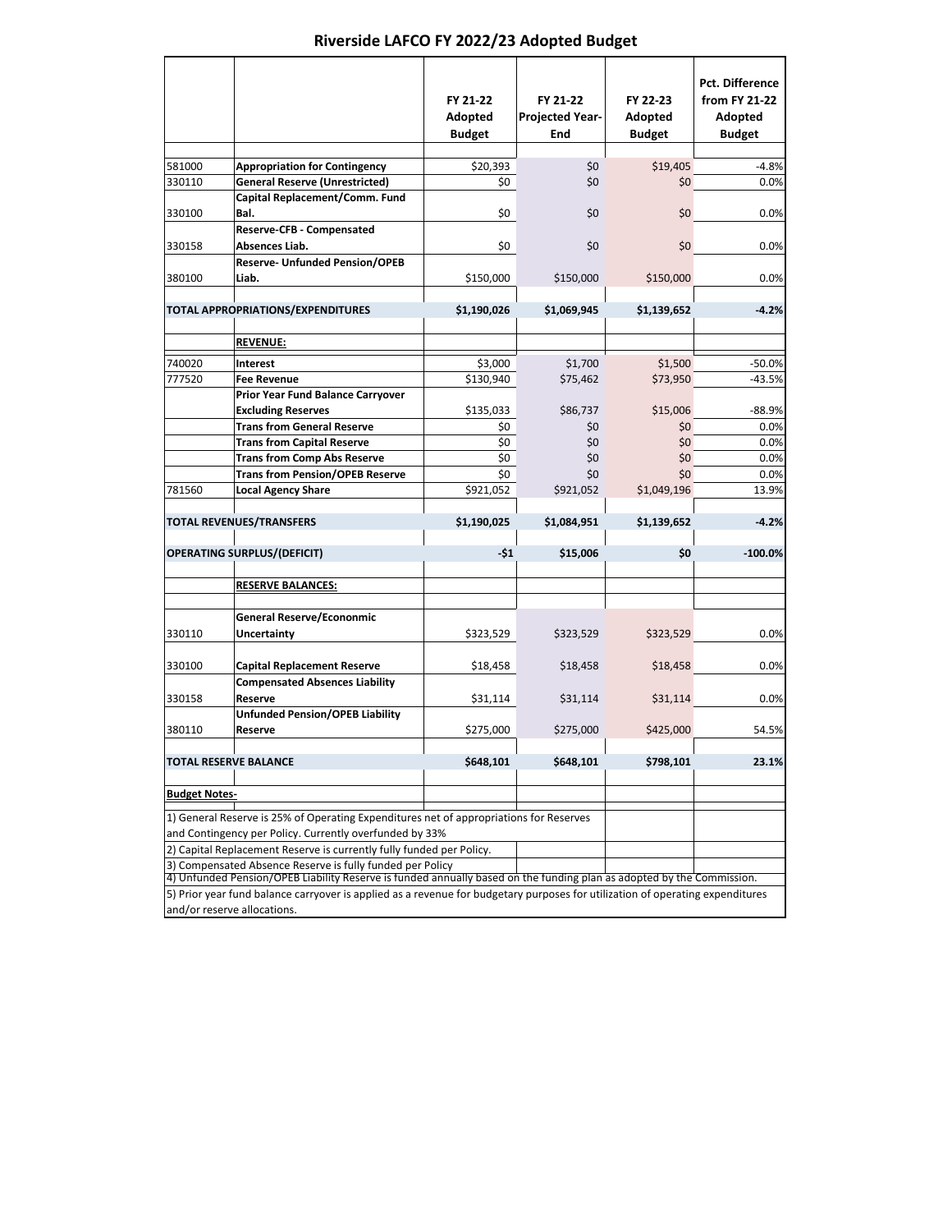# Riverside LAFCO FY 2022/23 Adopted Budget

| | | FY 21-22 Adopted Budget | FY 21-22 Projected Year-End | FY 22-23 Adopted Budget | Pct. Difference from FY 21-22 Adopted Budget |
|---|---|---|---|---|---|
| 581000 | **Appropriation for Contingency** | $20,393 | $0 | $19,405 | -4.8% |
| 330110 | **General Reserve (Unrestricted)** | $0 | $0 | $0 | 0.0% |
| 330100 | **Capital Replacement/Comm. Fund Bal.** | $0 | $0 | $0 | 0.0% |
| 330158 | **Reserve-CFB - Compensated Absences Liab.** | $0 | $0 | $0 | 0.0% |
| 380100 | **Reserve- Unfunded Pension/OPEB Liab.** | $150,000 | $150,000 | $150,000 | 0.0% |
| **TOTAL APPROPRIATIONS/EXPENDITURES** | | **$1,190,026** | **$1,069,945** | **$1,139,652** | **-4.2%** |
| | **REVENUE:** | | | | |
| 740020 | **Interest** | $3,000 | $1,700 | $1,500 | -50.0% |
| 777520 | **Fee Revenue** | $130,940 | $75,462 | $73,950 | -43.5% |
| | **Prior Year Fund Balance Carryover Excluding Reserves** | $135,033 | $86,737 | $15,006 | -88.9% |
| | **Trans from General Reserve** | $0 | $0 | $0 | 0.0% |
| | **Trans from Capital Reserve** | $0 | $0 | $0 | 0.0% |
| | **Trans from Comp Abs Reserve** | $0 | $0 | $0 | 0.0% |
| | **Trans from Pension/OPEB Reserve** | $0 | $0 | $0 | 0.0% |
| 781560 | **Local Agency Share** | $921,052 | $921,052 | $1,049,196 | 13.9% |
| **TOTAL REVENUES/TRANSFERS** | | **$1,190,025** | **$1,084,951** | **$1,139,652** | **-4.2%** |
| **OPERATING SURPLUS/(DEFICIT)** | | **-$1** | **$15,006** | **$0** | **-100.0%** |
| | **RESERVE BALANCES:** | | | | |
| 330110 | **General Reserve/Econonmic Uncertainty** | $323,529 | $323,529 | $323,529 | 0.0% |
| 330100 | **Capital Replacement Reserve** | $18,458 | $18,458 | $18,458 | 0.0% |
| 330158 | **Compensated Absences Liability Reserve** | $31,114 | $31,114 | $31,114 | 0.0% |
| 380110 | **Unfunded Pension/OPEB Liability Reserve** | $275,000 | $275,000 | $425,000 | 54.5% |
| **TOTAL RESERVE BALANCE** | | **$648,101** | **$648,101** | **$798,101** | **23.1%** |

**Budget Notes-**

1) General Reserve is 25% of Operating Expenditures net of appropriations for Reserves and Contingency per Policy. Currently overfunded by 33%

2) Capital Replacement Reserve is currently fully funded per Policy.

3) Compensated Absence Reserve is fully funded per Policy

4) Unfunded Pension/OPEB Liability Reserve is funded annually based on the funding plan as adopted by the Commission.

5) Prior year fund balance carryover is applied as a revenue for budgetary purposes for utilization of operating expenditures and/or reserve allocations.